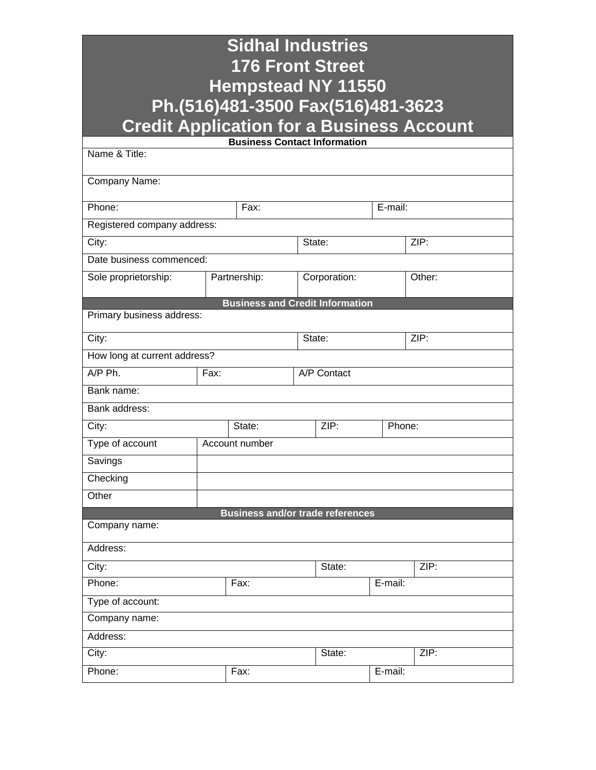# Sidhal Industries
# 176 Front Street
# Hempstead NY 11550
# Ph.(516)481-3500 Fax(516)481-3623
# Credit Application for a Business Account

**Business Contact Information**

| Name & Title: | | | |
|---|---|---|---|
| Company Name: | | | |
| Phone: | Fax: | E-mail: | |
| Registered company address: | | | |
| City: | State: | ZIP: | |
| Date business commenced: | | | |
| Sole proprietorship: | Partnership: | Corporation: | Other: |

**Business and Credit Information**

| Primary business address: | | | |
|---|---|---|---|
| City: | State: | ZIP: | |
| How long at current address? | | | |
| A/P Ph. | Fax: | A/P Contact | |
| Bank name: | | | |
| Bank address: | | | |
| City: | State: | ZIP: | Phone: |
| Type of account | Account number | | |
| Savings | | | |
| Checking | | | |
| Other | | | |

**Business and/or trade references**

| Company name: | | |
|---|---|---|
| Address: | | |
| City: | State: | ZIP: |
| Phone: | Fax: | E-mail: |
| Type of account: | | |
| Company name: | | |
| Address: | | |
| City: | State: | ZIP: |
| Phone: | Fax: | E-mail: |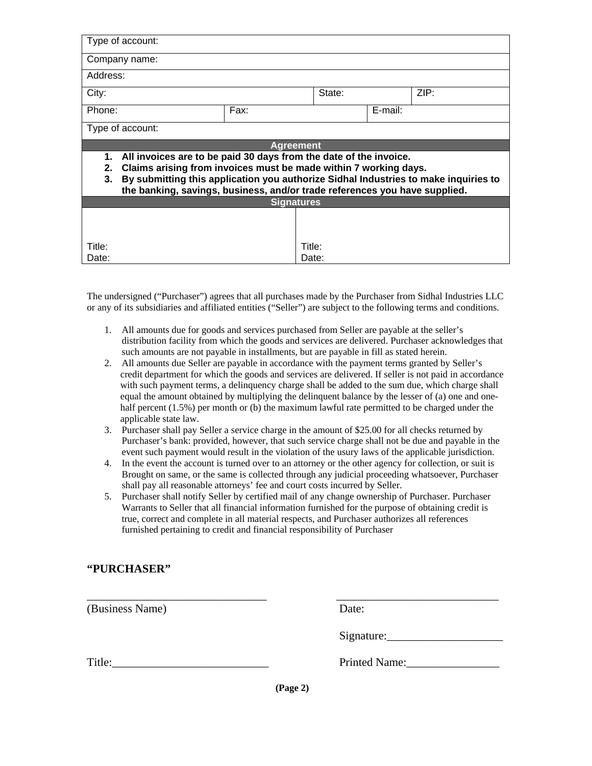| Type of account: | | | | |
|---|---|---|---|---|
| Company name: | | | | |
| Address: | | | | |
| City: | | State: | | ZIP: |
| Phone: | Fax: | | E-mail: | |
| Type of account: | | | | |

**Agreement**

1. **All invoices are to be paid 30 days from the date of the invoice.**
2. **Claims arising from invoices must be made within 7 working days.**
3. **By submitting this application you authorize Sidhal Industries to make inquiries to the banking, savings, business, and/or trade references you have supplied.**

**Signatures**

| | |
|---|---|
| Title: | Title: |
| Date: | Date: |

The undersigned ("Purchaser") agrees that all purchases made by the Purchaser from Sidhal Industries LLC or any of its subsidiaries and affiliated entities ("Seller") are subject to the following terms and conditions.

1. All amounts due for goods and services purchased from Seller are payable at the seller's distribution facility from which the goods and services are delivered. Purchaser acknowledges that such amounts are not payable in installments, but are payable in fill as stated herein.
2. All amounts due Seller are payable in accordance with the payment terms granted by Seller's credit department for which the goods and services are delivered. If seller is not paid in accordance with such payment terms, a delinquency charge shall be added to the sum due, which charge shall equal the amount obtained by multiplying the delinquent balance by the lesser of (a) one and one-half percent (1.5%) per month or (b) the maximum lawful rate permitted to be charged under the applicable state law.
3. Purchaser shall pay Seller a service charge in the amount of $25.00 for all checks returned by Purchaser's bank: provided, however, that such service charge shall not be due and payable in the event such payment would result in the violation of the usury laws of the applicable jurisdiction.
4. In the event the account is turned over to an attorney or the other agency for collection, or suit is Brought on same, or the same is collected through any judicial proceeding whatsoever, Purchaser shall pay all reasonable attorneys' fee and court costs incurred by Seller.
5. Purchaser shall notify Seller by certified mail of any change ownership of Purchaser. Purchaser Warrants to Seller that all financial information furnished for the purpose of obtaining credit is true, correct and complete in all material respects, and Purchaser authorizes all references furnished pertaining to credit and financial responsibility of Purchaser

## "PURCHASER"

________________________________ (Business Name)

________________________________ Date:

Signature:____________________

Title:___________________________

Printed Name:________________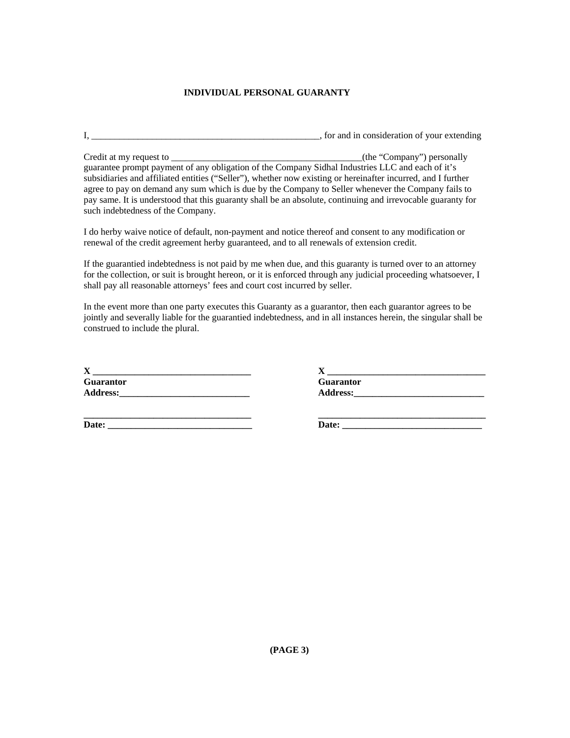**INDIVIDUAL PERSONAL GUARANTY**

I, __________________________________________________, for and in consideration of your extending

Credit at my request to ________________________________________(the "Company") personally guarantee prompt payment of any obligation of the Company Sidhal Industries LLC and each of it's subsidiaries and affiliated entities ("Seller"), whether now existing or hereinafter incurred, and I further agree to pay on demand any sum which is due by the Company to Seller whenever the Company fails to pay same. It is understood that this guaranty shall be an absolute, continuing and irrevocable guaranty for such indebtedness of the Company.

I do herby waive notice of default, non-payment and notice thereof and consent to any modification or renewal of the credit agreement herby guaranteed, and to all renewals of extension credit.

If the guarantied indebtedness is not paid by me when due, and this guaranty is turned over to an attorney for the collection, or suit is brought hereon, or it is enforced through any judicial proceeding whatsoever, I shall pay all reasonable attorneys' fees and court cost incurred by seller.

In the event more than one party executes this Guaranty as a guarantor, then each guarantor agrees to be jointly and severally liable for the guarantied indebtedness, and in all instances herein, the singular shall be construed to include the plural.

**X __________________________________**
**Guarantor**
**Address:____________________________**

**__________________________________**
**Date: _______________________________**

**X __________________________________**
**Guarantor**
**Address:____________________________**

**__________________________________**
**Date: _______________________________**